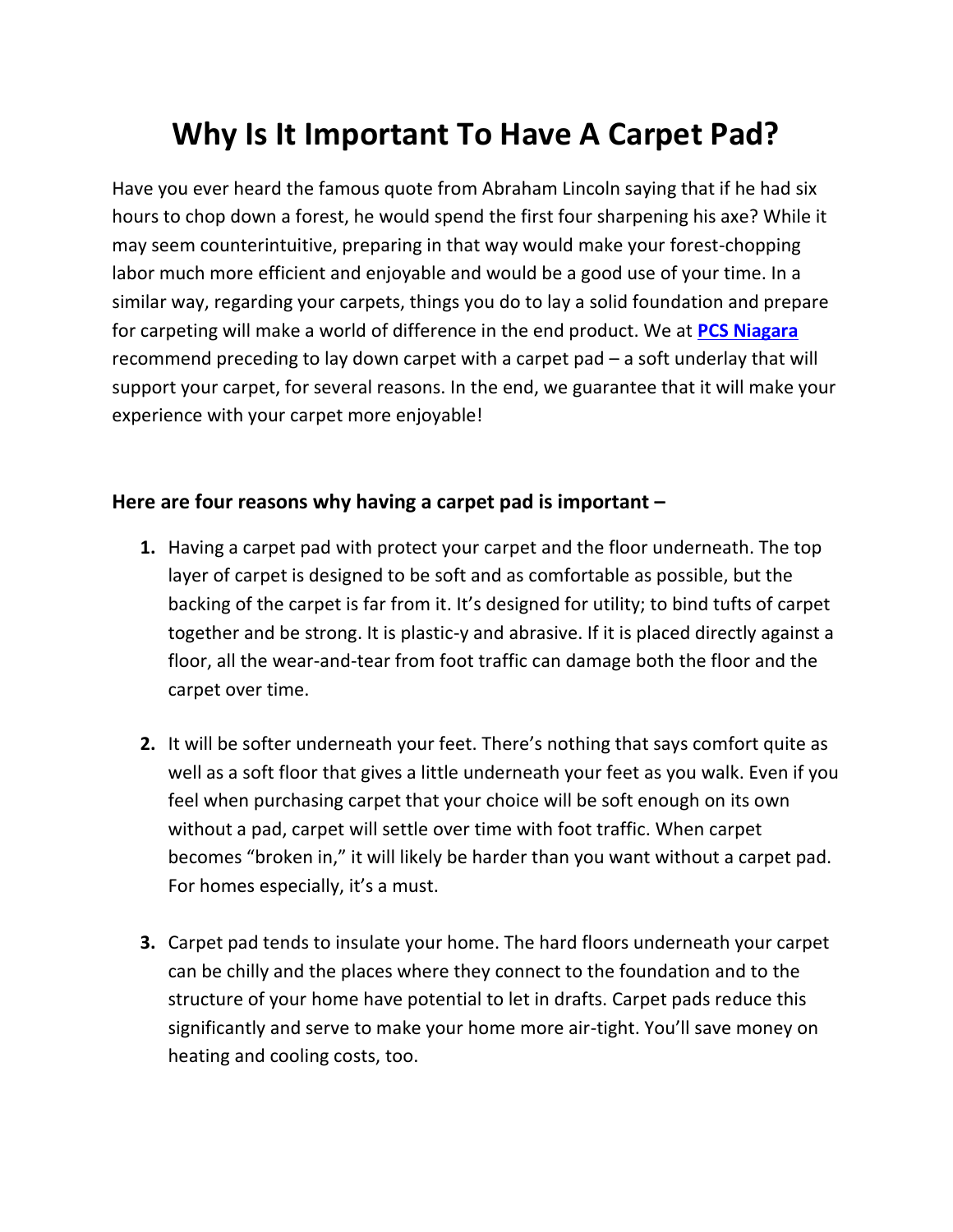# Why Is It Important To Have A Carpet Pad?

Have you ever heard the famous quote from Abraham Lincoln saying that if he had six hours to chop down a forest, he would spend the first four sharpening his axe? While it may seem counterintuitive, preparing in that way would make your forest-chopping labor much more efficient and enjoyable and would be a good use of your time. In a similar way, regarding your carpets, things you do to lay a solid foundation and prepare for carpeting will make a world of difference in the end product. We at **PCS Niagara** recommend preceding to lay down carpet with a carpet pad – a soft underlay that will support your carpet, for several reasons. In the end, we guarantee that it will make your experience with your carpet more enjoyable!

**Here are four reasons why having a carpet pad is important –**

1. Having a carpet pad with protect your carpet and the floor underneath. The top layer of carpet is designed to be soft and as comfortable as possible, but the backing of the carpet is far from it. It's designed for utility; to bind tufts of carpet together and be strong. It is plastic-y and abrasive. If it is placed directly against a floor, all the wear-and-tear from foot traffic can damage both the floor and the carpet over time.

2. It will be softer underneath your feet. There's nothing that says comfort quite as well as a soft floor that gives a little underneath your feet as you walk. Even if you feel when purchasing carpet that your choice will be soft enough on its own without a pad, carpet will settle over time with foot traffic. When carpet becomes "broken in," it will likely be harder than you want without a carpet pad. For homes especially, it's a must.

3. Carpet pad tends to insulate your home. The hard floors underneath your carpet can be chilly and the places where they connect to the foundation and to the structure of your home have potential to let in drafts. Carpet pads reduce this significantly and serve to make your home more air-tight. You'll save money on heating and cooling costs, too.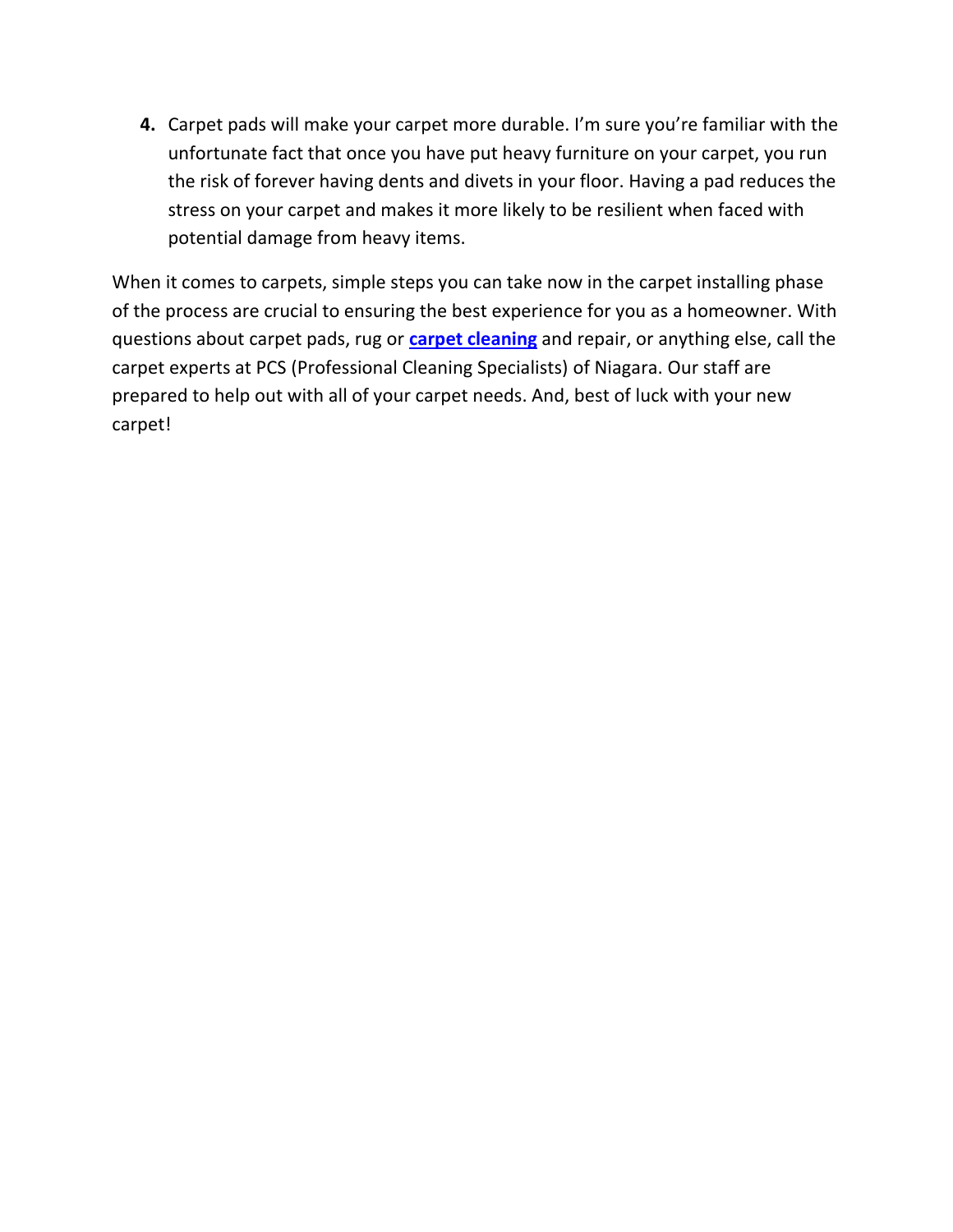4. Carpet pads will make your carpet more durable. I'm sure you're familiar with the unfortunate fact that once you have put heavy furniture on your carpet, you run the risk of forever having dents and divets in your floor. Having a pad reduces the stress on your carpet and makes it more likely to be resilient when faced with potential damage from heavy items.

When it comes to carpets, simple steps you can take now in the carpet installing phase of the process are crucial to ensuring the best experience for you as a homeowner. With questions about carpet pads, rug or **carpet cleaning** and repair, or anything else, call the carpet experts at PCS (Professional Cleaning Specialists) of Niagara. Our staff are prepared to help out with all of your carpet needs. And, best of luck with your new carpet!